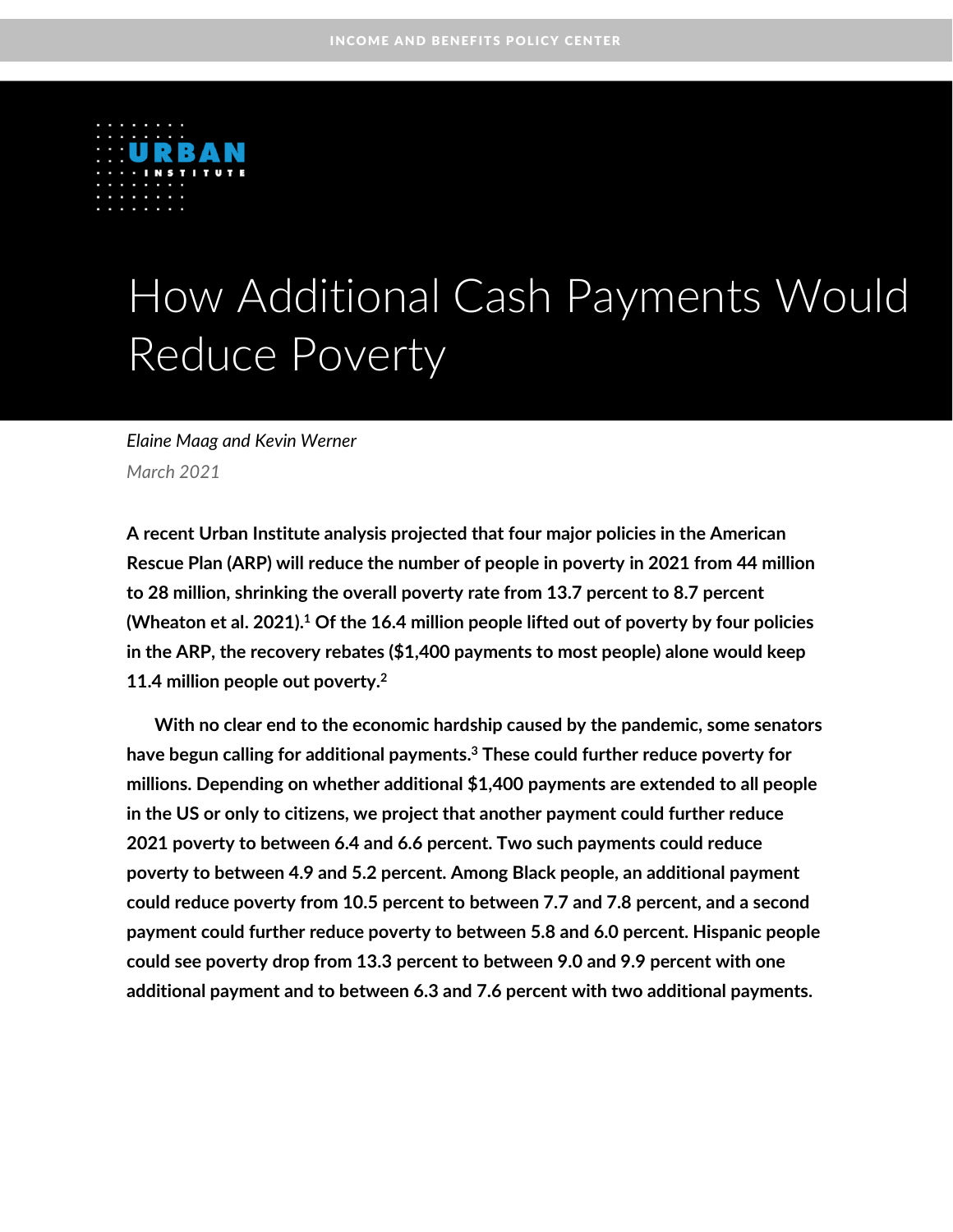INCOME AND BENEFITS POLICY CENTER

# How Additional Cash Payments Would Reduce Poverty

*Elaine Maag and Kevin Werner*

*March 2021*

**A recent Urban Institute analysis projected that four major policies in the American Rescue Plan (ARP) will reduce the number of people in poverty in 2021 from 44 million to 28 million, shrinking the overall poverty rate from 13.7 percent to 8.7 percent (Wheaton et al. 2021).[1] Of the 16.4 million people lifted out of poverty by four policies in the ARP, the recovery rebates ($1,400 payments to most people) alone would keep 11.4 million people out poverty.[2]**

**With no clear end to the economic hardship caused by the pandemic, some senators have begun calling for additional payments.[3] These could further reduce poverty for millions. Depending on whether additional $1,400 payments are extended to all people in the US or only to citizens, we project that another payment could further reduce 2021 poverty to between 6.4 and 6.6 percent. Two such payments could reduce poverty to between 4.9 and 5.2 percent. Among Black people, an additional payment could reduce poverty from 10.5 percent to between 7.7 and 7.8 percent, and a second payment could further reduce poverty to between 5.8 and 6.0 percent. Hispanic people could see poverty drop from 13.3 percent to between 9.0 and 9.9 percent with one additional payment and to between 6.3 and 7.6 percent with two additional payments.**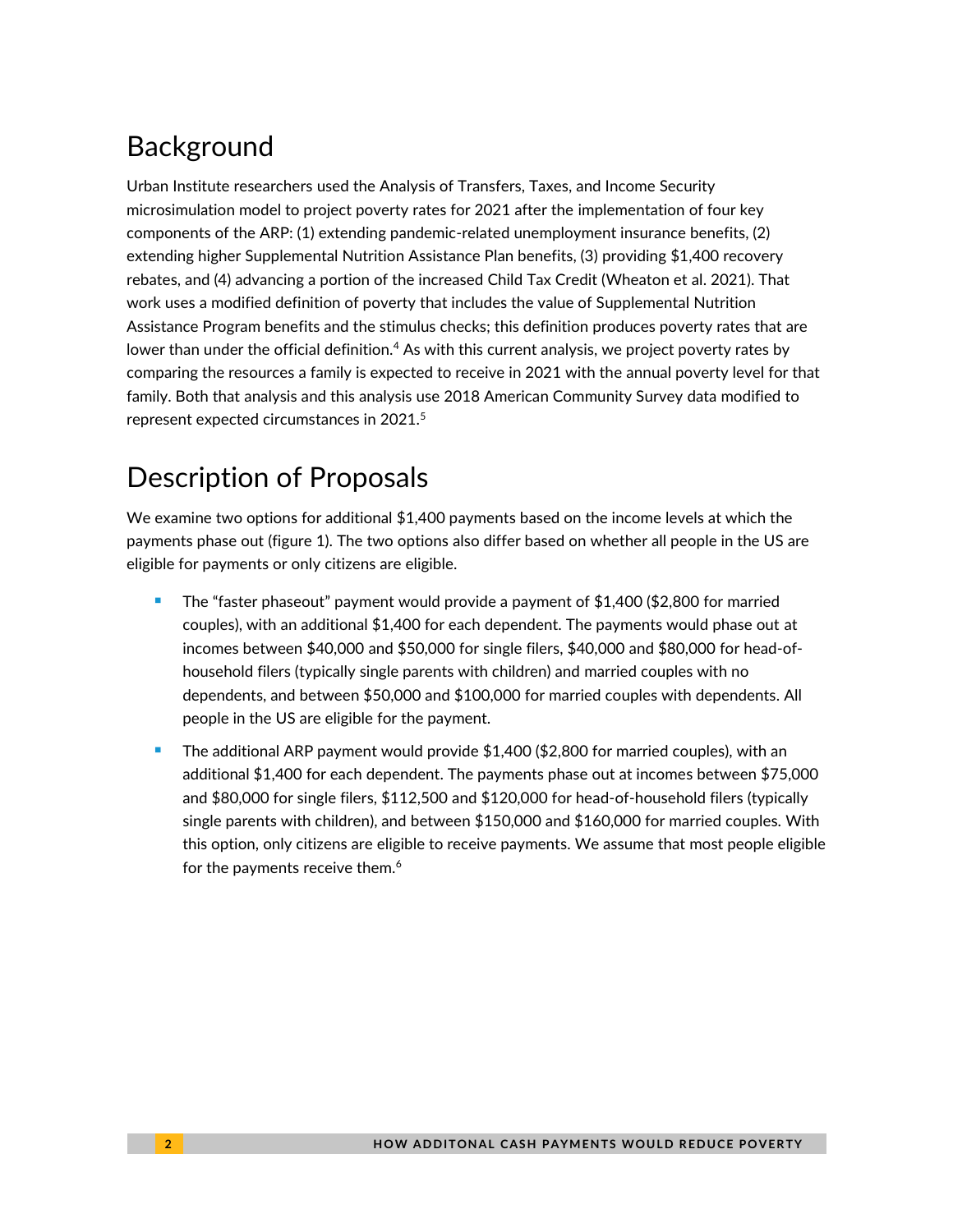## Background

Urban Institute researchers used the Analysis of Transfers, Taxes, and Income Security microsimulation model to project poverty rates for 2021 after the implementation of four key components of the ARP: (1) extending pandemic-related unemployment insurance benefits, (2) extending higher Supplemental Nutrition Assistance Plan benefits, (3) providing $1,400 recovery rebates, and (4) advancing a portion of the increased Child Tax Credit (Wheaton et al. 2021). That work uses a modified definition of poverty that includes the value of Supplemental Nutrition Assistance Program benefits and the stimulus checks; this definition produces poverty rates that are lower than under the official definition.[4] As with this current analysis, we project poverty rates by comparing the resources a family is expected to receive in 2021 with the annual poverty level for that family. Both that analysis and this analysis use 2018 American Community Survey data modified to represent expected circumstances in 2021.[5]

## Description of Proposals

We examine two options for additional $1,400 payments based on the income levels at which the payments phase out (figure 1). The two options also differ based on whether all people in the US are eligible for payments or only citizens are eligible.

- The "faster phaseout" payment would provide a payment of $1,400 ($2,800 for married couples), with an additional $1,400 for each dependent. The payments would phase out at incomes between $40,000 and $50,000 for single filers, $40,000 and $80,000 for head-of-household filers (typically single parents with children) and married couples with no dependents, and between $50,000 and $100,000 for married couples with dependents. All people in the US are eligible for the payment.
- The additional ARP payment would provide $1,400 ($2,800 for married couples), with an additional $1,400 for each dependent. The payments phase out at incomes between $75,000 and $80,000 for single filers, $112,500 and $120,000 for head-of-household filers (typically single parents with children), and between $150,000 and $160,000 for married couples. With this option, only citizens are eligible to receive payments. We assume that most people eligible for the payments receive them.[6]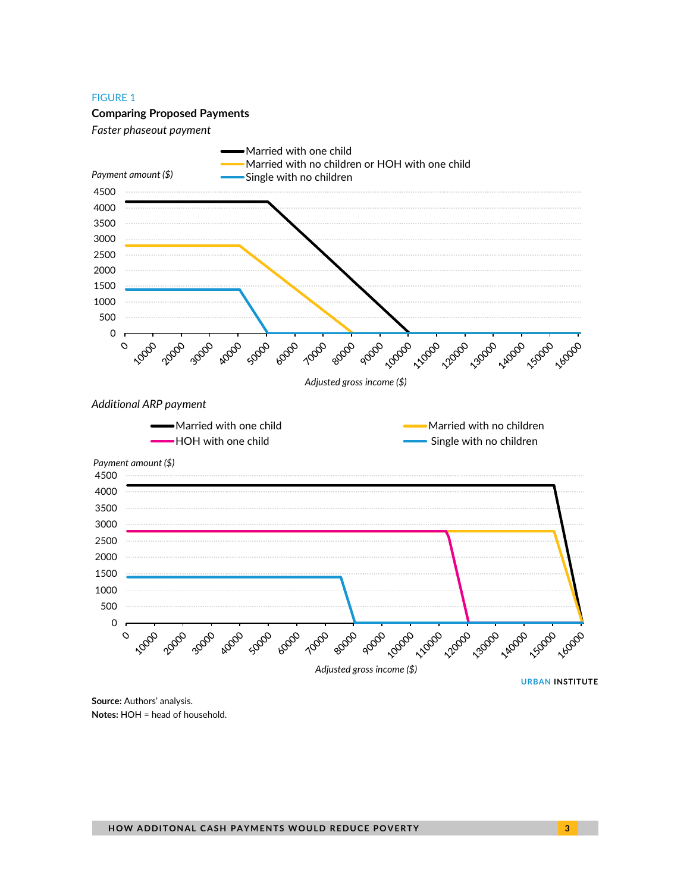FIGURE 1

**Comparing Proposed Payments**

*Faster phaseout payment*

Married with one child
Married with no children or HOH with one child
Single with no children

*Payment amount ($)*

*Adjusted gross income ($)*

*Additional ARP payment*

Married with one child
HOH with one child
Married with no children
Single with no children

*Payment amount ($)*

*Adjusted gross income ($)*

URBAN INSTITUTE

**Source:** Authors' analysis.
**Notes:** HOH = head of household.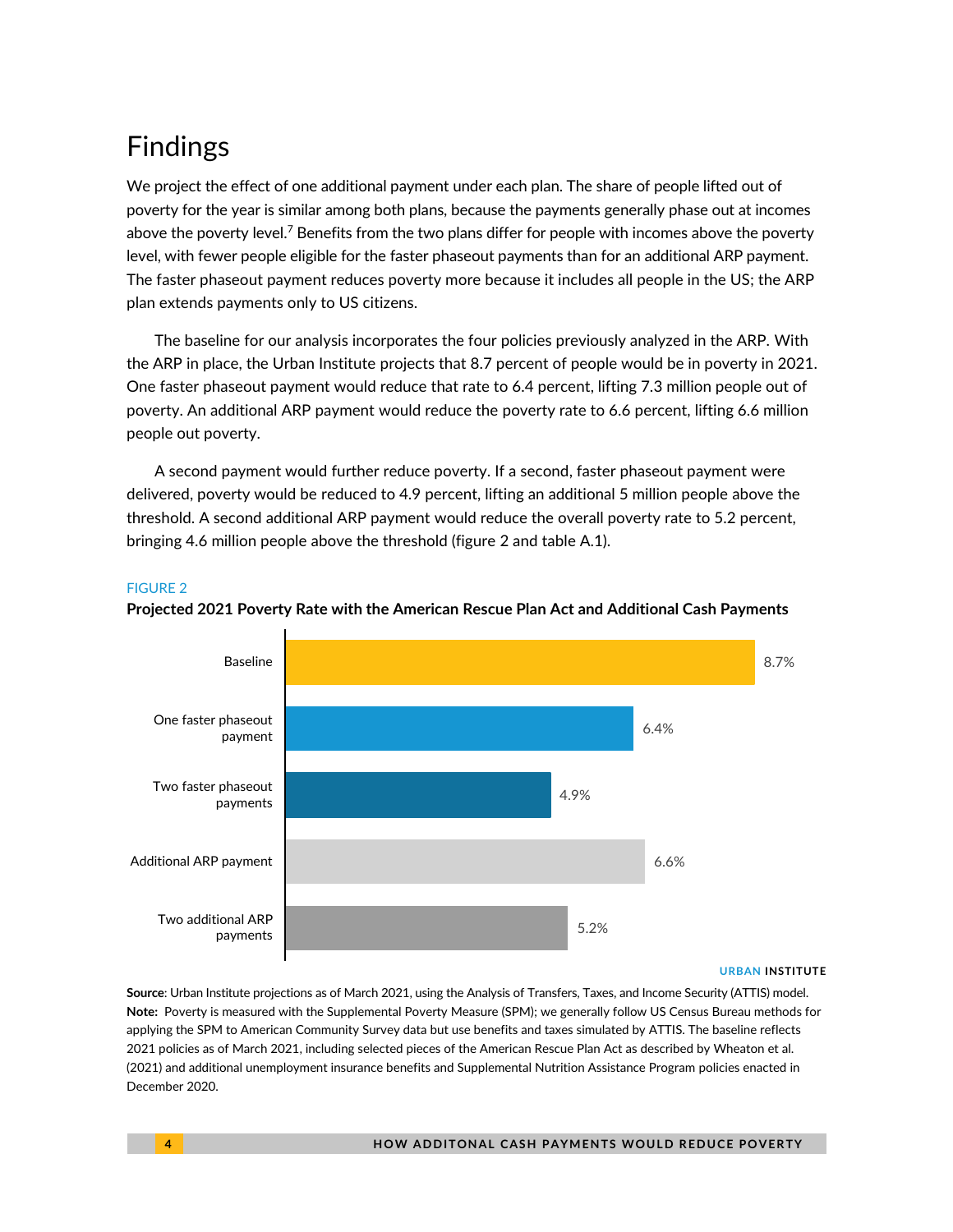## Findings

We project the effect of one additional payment under each plan. The share of people lifted out of poverty for the year is similar among both plans, because the payments generally phase out at incomes above the poverty level.[7] Benefits from the two plans differ for people with incomes above the poverty level, with fewer people eligible for the faster phaseout payments than for an additional ARP payment. The faster phaseout payment reduces poverty more because it includes all people in the US; the ARP plan extends payments only to US citizens.

The baseline for our analysis incorporates the four policies previously analyzed in the ARP. With the ARP in place, the Urban Institute projects that 8.7 percent of people would be in poverty in 2021. One faster phaseout payment would reduce that rate to 6.4 percent, lifting 7.3 million people out of poverty. An additional ARP payment would reduce the poverty rate to 6.6 percent, lifting 6.6 million people out poverty.

A second payment would further reduce poverty. If a second, faster phaseout payment were delivered, poverty would be reduced to 4.9 percent, lifting an additional 5 million people above the threshold. A second additional ARP payment would reduce the overall poverty rate to 5.2 percent, bringing 4.6 million people above the threshold (figure 2 and table A.1).

FIGURE 2

**Projected 2021 Poverty Rate with the American Rescue Plan Act and Additional Cash Payments**

| Scenario | Poverty rate |
|---|---|
| Baseline | 8.7% |
| One faster phaseout payment | 6.4% |
| Two faster phaseout payments | 4.9% |
| Additional ARP payment | 6.6% |
| Two additional ARP payments | 5.2% |

URBAN INSTITUTE

**Source**: Urban Institute projections as of March 2021, using the Analysis of Transfers, Taxes, and Income Security (ATTIS) model.
**Note:** Poverty is measured with the Supplemental Poverty Measure (SPM); we generally follow US Census Bureau methods for applying the SPM to American Community Survey data but use benefits and taxes simulated by ATTIS. The baseline reflects 2021 policies as of March 2021, including selected pieces of the American Rescue Plan Act as described by Wheaton et al. (2021) and additional unemployment insurance benefits and Supplemental Nutrition Assistance Program policies enacted in December 2020.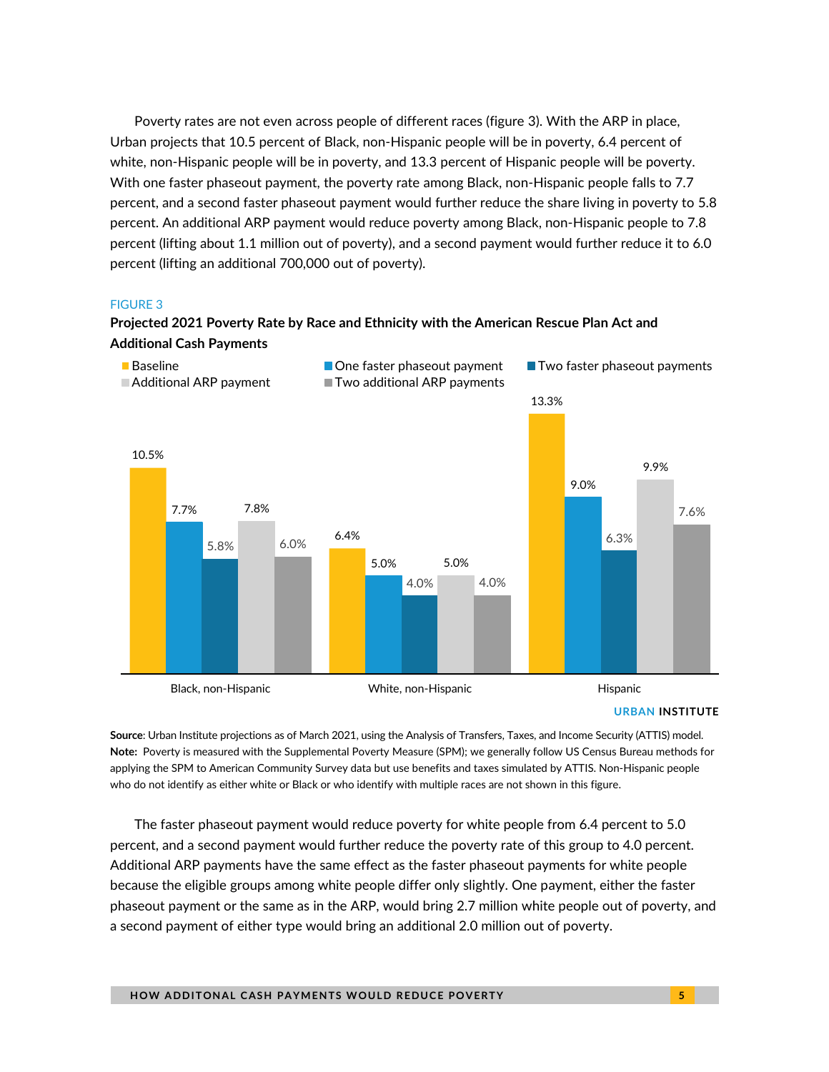Poverty rates are not even across people of different races (figure 3). With the ARP in place, Urban projects that 10.5 percent of Black, non-Hispanic people will be in poverty, 6.4 percent of white, non-Hispanic people will be in poverty, and 13.3 percent of Hispanic people will be poverty. With one faster phaseout payment, the poverty rate among Black, non-Hispanic people falls to 7.7 percent, and a second faster phaseout payment would further reduce the share living in poverty to 5.8 percent. An additional ARP payment would reduce poverty among Black, non-Hispanic people to 7.8 percent (lifting about 1.1 million out of poverty), and a second payment would further reduce it to 6.0 percent (lifting an additional 700,000 out of poverty).

FIGURE 3

**Projected 2021 Poverty Rate by Race and Ethnicity with the American Rescue Plan Act and Additional Cash Payments**

| | Baseline | One faster phaseout payment | Two faster phaseout payments | Additional ARP payment | Two additional ARP payments |
|---|---|---|---|---|---|
| Black, non-Hispanic | 10.5% | 7.7% | 5.8% | 7.8% | 6.0% |
| White, non-Hispanic | 6.4% | 5.0% | 4.0% | 5.0% | 4.0% |
| Hispanic | 13.3% | 9.0% | 6.3% | 9.9% | 7.6% |

URBAN INSTITUTE

**Source**: Urban Institute projections as of March 2021, using the Analysis of Transfers, Taxes, and Income Security (ATTIS) model.
**Note:** Poverty is measured with the Supplemental Poverty Measure (SPM); we generally follow US Census Bureau methods for applying the SPM to American Community Survey data but use benefits and taxes simulated by ATTIS. Non-Hispanic people who do not identify as either white or Black or who identify with multiple races are not shown in this figure.

The faster phaseout payment would reduce poverty for white people from 6.4 percent to 5.0 percent, and a second payment would further reduce the poverty rate of this group to 4.0 percent. Additional ARP payments have the same effect as the faster phaseout payments for white people because the eligible groups among white people differ only slightly. One payment, either the faster phaseout payment or the same as in the ARP, would bring 2.7 million white people out of poverty, and a second payment of either type would bring an additional 2.0 million out of poverty.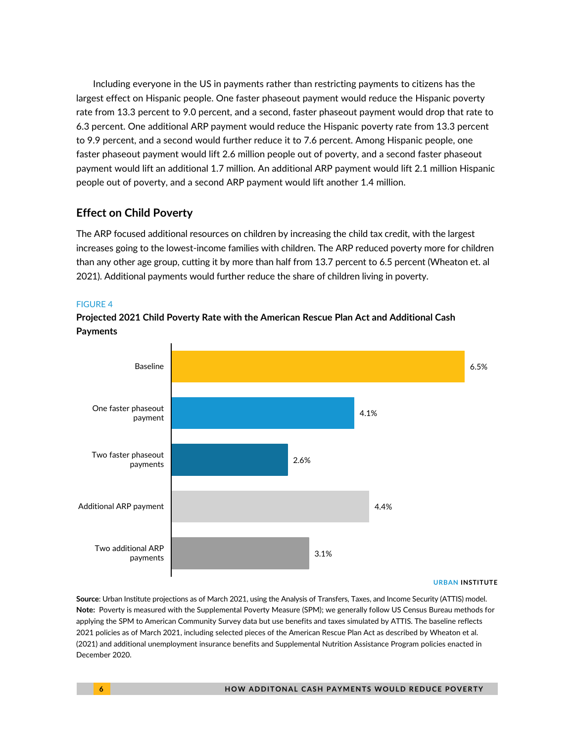Including everyone in the US in payments rather than restricting payments to citizens has the largest effect on Hispanic people. One faster phaseout payment would reduce the Hispanic poverty rate from 13.3 percent to 9.0 percent, and a second, faster phaseout payment would drop that rate to 6.3 percent. One additional ARP payment would reduce the Hispanic poverty rate from 13.3 percent to 9.9 percent, and a second would further reduce it to 7.6 percent. Among Hispanic people, one faster phaseout payment would lift 2.6 million people out of poverty, and a second faster phaseout payment would lift an additional 1.7 million. An additional ARP payment would lift 2.1 million Hispanic people out of poverty, and a second ARP payment would lift another 1.4 million.

## Effect on Child Poverty

The ARP focused additional resources on children by increasing the child tax credit, with the largest increases going to the lowest-income families with children. The ARP reduced poverty more for children than any other age group, cutting it by more than half from 13.7 percent to 6.5 percent (Wheaton et. al 2021). Additional payments would further reduce the share of children living in poverty.

FIGURE 4

**Projected 2021 Child Poverty Rate with the American Rescue Plan Act and Additional Cash Payments**

| Scenario | Child poverty rate |
|---|---|
| Baseline | 6.5% |
| One faster phaseout payment | 4.1% |
| Two faster phaseout payments | 2.6% |
| Additional ARP payment | 4.4% |
| Two additional ARP payments | 3.1% |

URBAN INSTITUTE

**Source**: Urban Institute projections as of March 2021, using the Analysis of Transfers, Taxes, and Income Security (ATTIS) model.
**Note:** Poverty is measured with the Supplemental Poverty Measure (SPM); we generally follow US Census Bureau methods for applying the SPM to American Community Survey data but use benefits and taxes simulated by ATTIS. The baseline reflects 2021 policies as of March 2021, including selected pieces of the American Rescue Plan Act as described by Wheaton et al. (2021) and additional unemployment insurance benefits and Supplemental Nutrition Assistance Program policies enacted in December 2020.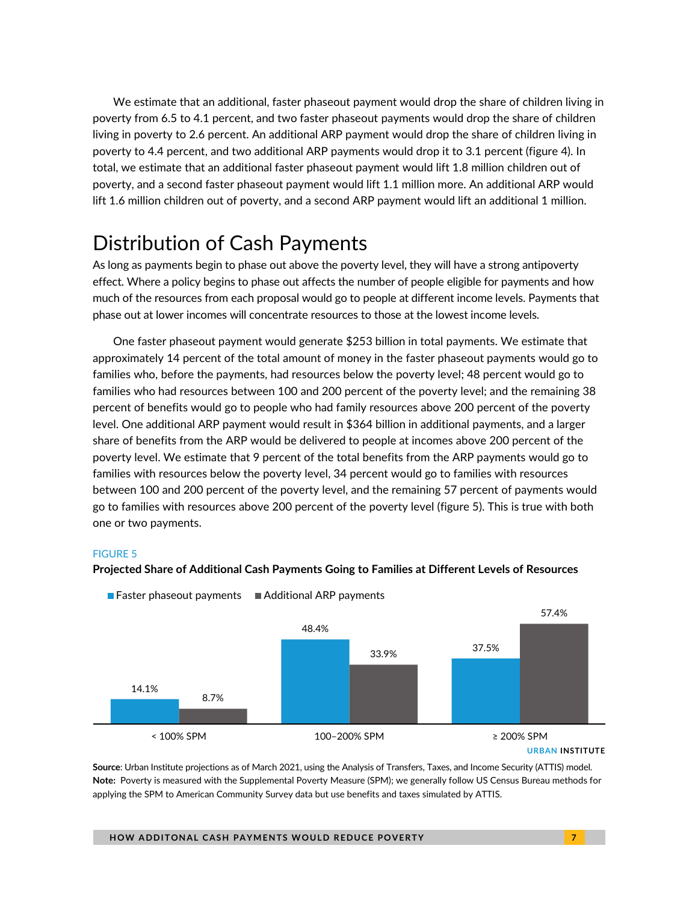We estimate that an additional, faster phaseout payment would drop the share of children living in poverty from 6.5 to 4.1 percent, and two faster phaseout payments would drop the share of children living in poverty to 2.6 percent. An additional ARP payment would drop the share of children living in poverty to 4.4 percent, and two additional ARP payments would drop it to 3.1 percent (figure 4). In total, we estimate that an additional faster phaseout payment would lift 1.8 million children out of poverty, and a second faster phaseout payment would lift 1.1 million more. An additional ARP would lift 1.6 million children out of poverty, and a second ARP payment would lift an additional 1 million.

# Distribution of Cash Payments

As long as payments begin to phase out above the poverty level, they will have a strong antipoverty effect. Where a policy begins to phase out affects the number of people eligible for payments and how much of the resources from each proposal would go to people at different income levels. Payments that phase out at lower incomes will concentrate resources to those at the lowest income levels.

One faster phaseout payment would generate $253 billion in total payments. We estimate that approximately 14 percent of the total amount of money in the faster phaseout payments would go to families who, before the payments, had resources below the poverty level; 48 percent would go to families who had resources between 100 and 200 percent of the poverty level; and the remaining 38 percent of benefits would go to people who had family resources above 200 percent of the poverty level. One additional ARP payment would result in $364 billion in additional payments, and a larger share of benefits from the ARP would be delivered to people at incomes above 200 percent of the poverty level. We estimate that 9 percent of the total benefits from the ARP payments would go to families with resources below the poverty level, 34 percent would go to families with resources between 100 and 200 percent of the poverty level, and the remaining 57 percent of payments would go to families with resources above 200 percent of the poverty level (figure 5). This is true with both one or two payments.

FIGURE 5

**Projected Share of Additional Cash Payments Going to Families at Different Levels of Resources**

| | Faster phaseout payments | Additional ARP payments |
|---|---|---|
| < 100% SPM | 14.1% | 8.7% |
| 100–200% SPM | 48.4% | 33.9% |
| ≥ 200% SPM | 37.5% | 57.4% |

URBAN INSTITUTE

**Source**: Urban Institute projections as of March 2021, using the Analysis of Transfers, Taxes, and Income Security (ATTIS) model.
**Note:** Poverty is measured with the Supplemental Poverty Measure (SPM); we generally follow US Census Bureau methods for applying the SPM to American Community Survey data but use benefits and taxes simulated by ATTIS.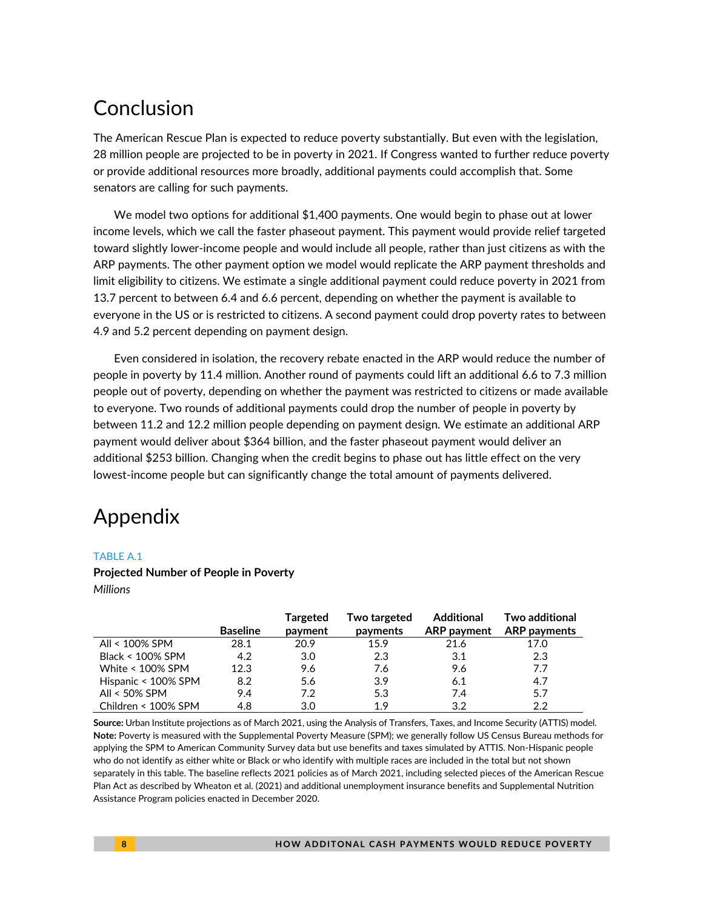# Conclusion

The American Rescue Plan is expected to reduce poverty substantially. But even with the legislation, 28 million people are projected to be in poverty in 2021. If Congress wanted to further reduce poverty or provide additional resources more broadly, additional payments could accomplish that. Some senators are calling for such payments.

We model two options for additional $1,400 payments. One would begin to phase out at lower income levels, which we call the faster phaseout payment. This payment would provide relief targeted toward slightly lower-income people and would include all people, rather than just citizens as with the ARP payments. The other payment option we model would replicate the ARP payment thresholds and limit eligibility to citizens. We estimate a single additional payment could reduce poverty in 2021 from 13.7 percent to between 6.4 and 6.6 percent, depending on whether the payment is available to everyone in the US or is restricted to citizens. A second payment could drop poverty rates to between 4.9 and 5.2 percent depending on payment design.

Even considered in isolation, the recovery rebate enacted in the ARP would reduce the number of people in poverty by 11.4 million. Another round of payments could lift an additional 6.6 to 7.3 million people out of poverty, depending on whether the payment was restricted to citizens or made available to everyone. Two rounds of additional payments could drop the number of people in poverty by between 11.2 and 12.2 million people depending on payment design. We estimate an additional ARP payment would deliver about $364 billion, and the faster phaseout payment would deliver an additional $253 billion. Changing when the credit begins to phase out has little effect on the very lowest-income people but can significantly change the total amount of payments delivered.

# Appendix

TABLE A.1

**Projected Number of People in Poverty**

*Millions*

| | Baseline | Targeted payment | Two targeted payments | Additional ARP payment | Two additional ARP payments |
|---|---|---|---|---|---|
| All < 100% SPM | 28.1 | 20.9 | 15.9 | 21.6 | 17.0 |
| Black < 100% SPM | 4.2 | 3.0 | 2.3 | 3.1 | 2.3 |
| White < 100% SPM | 12.3 | 9.6 | 7.6 | 9.6 | 7.7 |
| Hispanic < 100% SPM | 8.2 | 5.6 | 3.9 | 6.1 | 4.7 |
| All < 50% SPM | 9.4 | 7.2 | 5.3 | 7.4 | 5.7 |
| Children < 100% SPM | 4.8 | 3.0 | 1.9 | 3.2 | 2.2 |

**Source:** Urban Institute projections as of March 2021, using the Analysis of Transfers, Taxes, and Income Security (ATTIS) model.
**Note:** Poverty is measured with the Supplemental Poverty Measure (SPM); we generally follow US Census Bureau methods for applying the SPM to American Community Survey data but use benefits and taxes simulated by ATTIS. Non-Hispanic people who do not identify as either white or Black or who identify with multiple races are included in the total but not shown separately in this table. The baseline reflects 2021 policies as of March 2021, including selected pieces of the American Rescue Plan Act as described by Wheaton et al. (2021) and additional unemployment insurance benefits and Supplemental Nutrition Assistance Program policies enacted in December 2020.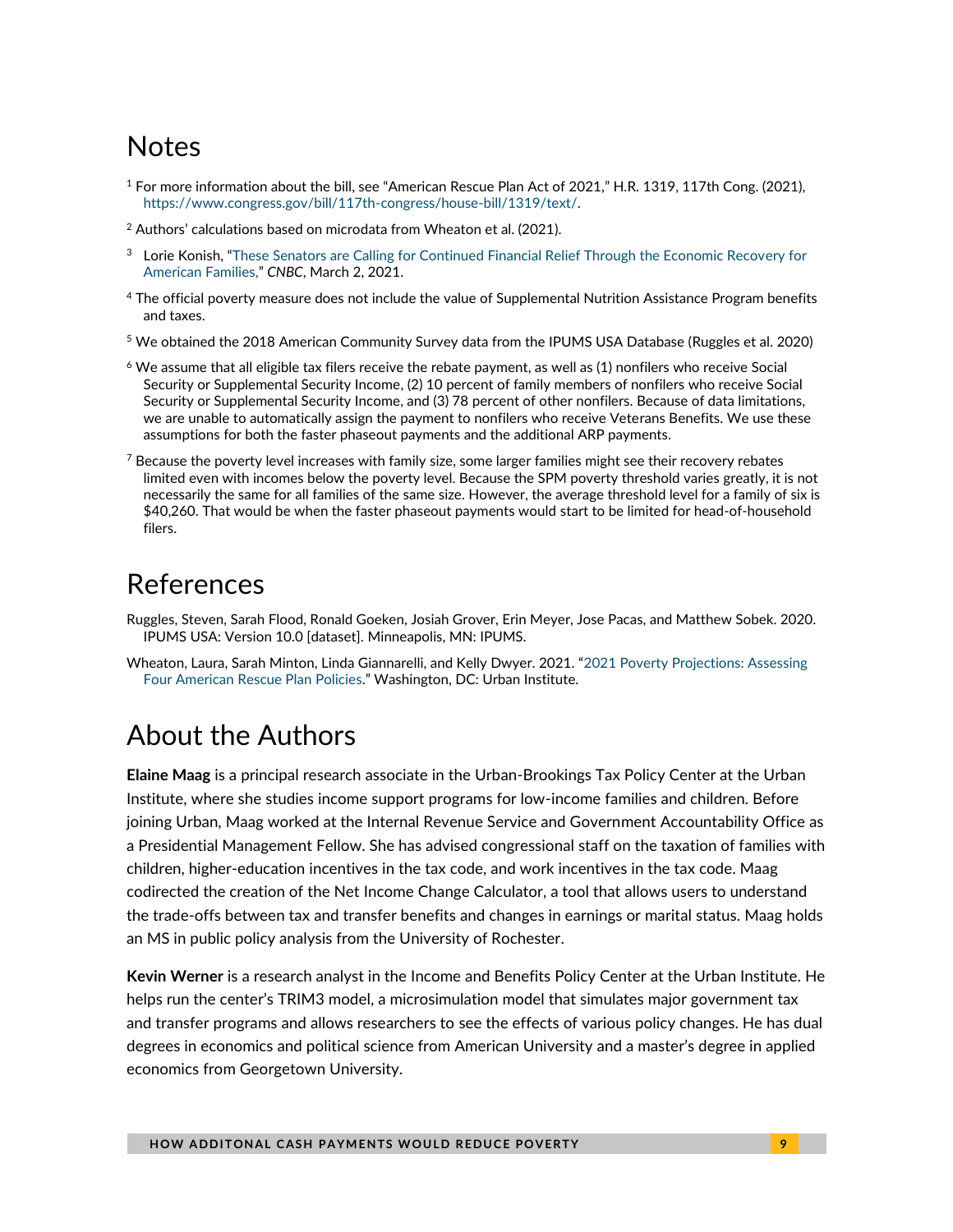## Notes

[1] For more information about the bill, see "American Rescue Plan Act of 2021," H.R. 1319, 117th Cong. (2021), https://www.congress.gov/bill/117th-congress/house-bill/1319/text/.

[2] Authors' calculations based on microdata from Wheaton et al. (2021).

[3] Lorie Konish, "These Senators are Calling for Continued Financial Relief Through the Economic Recovery for American Families," *CNBC*, March 2, 2021.

[4] The official poverty measure does not include the value of Supplemental Nutrition Assistance Program benefits and taxes.

[5] We obtained the 2018 American Community Survey data from the IPUMS USA Database (Ruggles et al. 2020)

[6] We assume that all eligible tax filers receive the rebate payment, as well as (1) nonfilers who receive Social Security or Supplemental Security Income, (2) 10 percent of family members of nonfilers who receive Social Security or Supplemental Security Income, and (3) 78 percent of other nonfilers. Because of data limitations, we are unable to automatically assign the payment to nonfilers who receive Veterans Benefits. We use these assumptions for both the faster phaseout payments and the additional ARP payments.

[7] Because the poverty level increases with family size, some larger families might see their recovery rebates limited even with incomes below the poverty level. Because the SPM poverty threshold varies greatly, it is not necessarily the same for all families of the same size. However, the average threshold level for a family of six is $40,260. That would be when the faster phaseout payments would start to be limited for head-of-household filers.

## References

Ruggles, Steven, Sarah Flood, Ronald Goeken, Josiah Grover, Erin Meyer, Jose Pacas, and Matthew Sobek. 2020. IPUMS USA: Version 10.0 [dataset]. Minneapolis, MN: IPUMS.

Wheaton, Laura, Sarah Minton, Linda Giannarelli, and Kelly Dwyer. 2021. "2021 Poverty Projections: Assessing Four American Rescue Plan Policies." Washington, DC: Urban Institute.

## About the Authors

**Elaine Maag** is a principal research associate in the Urban-Brookings Tax Policy Center at the Urban Institute, where she studies income support programs for low-income families and children. Before joining Urban, Maag worked at the Internal Revenue Service and Government Accountability Office as a Presidential Management Fellow. She has advised congressional staff on the taxation of families with children, higher-education incentives in the tax code, and work incentives in the tax code. Maag codirected the creation of the Net Income Change Calculator, a tool that allows users to understand the trade-offs between tax and transfer benefits and changes in earnings or marital status. Maag holds an MS in public policy analysis from the University of Rochester.

**Kevin Werner** is a research analyst in the Income and Benefits Policy Center at the Urban Institute. He helps run the center's TRIM3 model, a microsimulation model that simulates major government tax and transfer programs and allows researchers to see the effects of various policy changes. He has dual degrees in economics and political science from American University and a master's degree in applied economics from Georgetown University.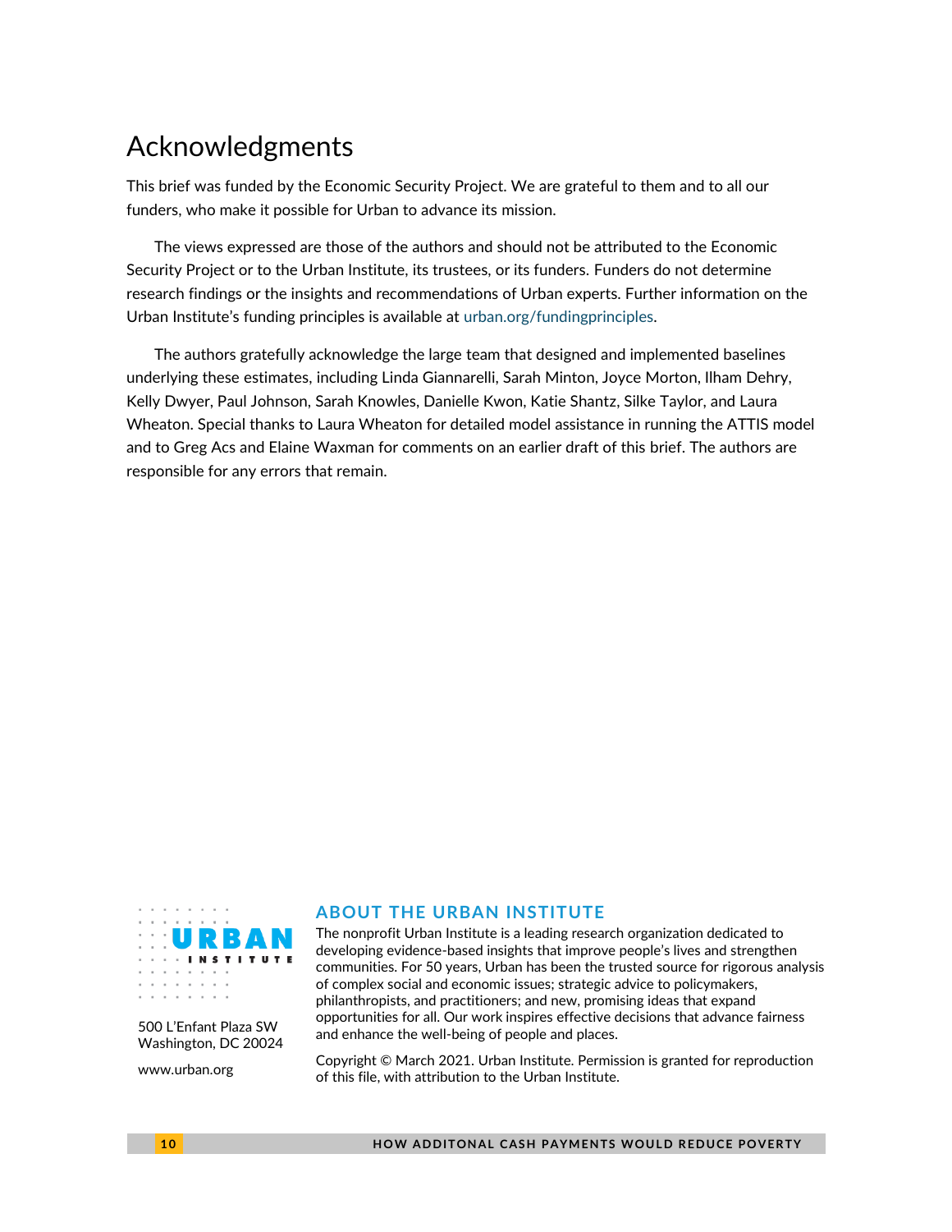# Acknowledgments

This brief was funded by the Economic Security Project. We are grateful to them and to all our funders, who make it possible for Urban to advance its mission.

The views expressed are those of the authors and should not be attributed to the Economic Security Project or to the Urban Institute, its trustees, or its funders. Funders do not determine research findings or the insights and recommendations of Urban experts. Further information on the Urban Institute's funding principles is available at urban.org/fundingprinciples.

The authors gratefully acknowledge the large team that designed and implemented baselines underlying these estimates, including Linda Giannarelli, Sarah Minton, Joyce Morton, Ilham Dehry, Kelly Dwyer, Paul Johnson, Sarah Knowles, Danielle Kwon, Katie Shantz, Silke Taylor, and Laura Wheaton. Special thanks to Laura Wheaton for detailed model assistance in running the ATTIS model and to Greg Acs and Elaine Waxman for comments on an earlier draft of this brief. The authors are responsible for any errors that remain.

URBAN INSTITUTE

500 L'Enfant Plaza SW
Washington, DC 20024

www.urban.org

## ABOUT THE URBAN INSTITUTE

The nonprofit Urban Institute is a leading research organization dedicated to developing evidence-based insights that improve people's lives and strengthen communities. For 50 years, Urban has been the trusted source for rigorous analysis of complex social and economic issues; strategic advice to policymakers, philanthropists, and practitioners; and new, promising ideas that expand opportunities for all. Our work inspires effective decisions that advance fairness and enhance the well-being of people and places.

Copyright © March 2021. Urban Institute. Permission is granted for reproduction of this file, with attribution to the Urban Institute.